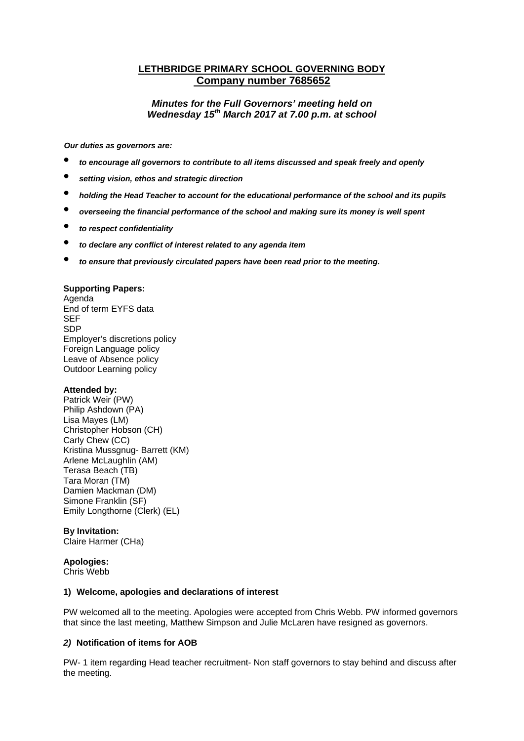# LETHBRIDGE PRIMARY SCHOOL GOVERNING BODY
## Company number 7685652

***Minutes for the Full Governors' meeting held on Wednesday 15th March 2017 at 7.00 p.m. at school***

***Our duties as governors are:***

- ***to encourage all governors to contribute to all items discussed and speak freely and openly***
- ***setting vision, ethos and strategic direction***
- ***holding the Head Teacher to account for the educational performance of the school and its pupils***
- ***overseeing the financial performance of the school and making sure its money is well spent***
- ***to respect confidentiality***
- ***to declare any conflict of interest related to any agenda item***
- ***to ensure that previously circulated papers have been read prior to the meeting.***

**Supporting Papers:**
Agenda
End of term EYFS data
SEF
SDP
Employer's discretions policy
Foreign Language policy
Leave of Absence policy
Outdoor Learning policy

**Attended by:**
Patrick Weir (PW)
Philip Ashdown (PA)
Lisa Mayes (LM)
Christopher Hobson (CH)
Carly Chew (CC)
Kristina Mussgnug- Barrett (KM)
Arlene McLaughlin (AM)
Terasa Beach (TB)
Tara Moran (TM)
Damien Mackman (DM)
Simone Franklin (SF)
Emily Longthorne (Clerk) (EL)

**By Invitation:**
Claire Harmer (CHa)

**Apologies:**
Chris Webb

### 1) Welcome, apologies and declarations of interest

PW welcomed all to the meeting. Apologies were accepted from Chris Webb. PW informed governors that since the last meeting, Matthew Simpson and Julie McLaren have resigned as governors.

### *2)* Notification of items for AOB

PW- 1 item regarding Head teacher recruitment- Non staff governors to stay behind and discuss after the meeting.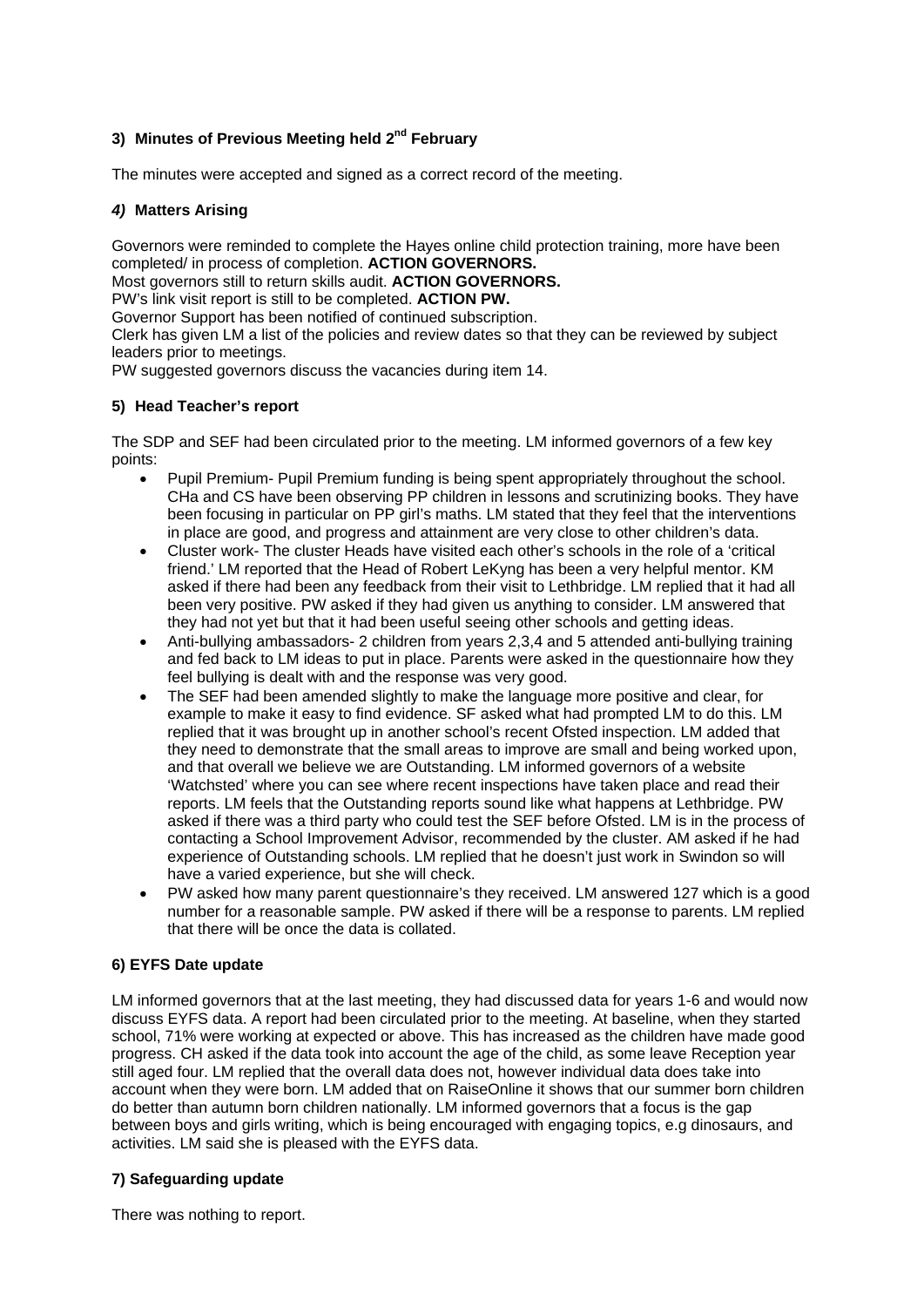### 3) Minutes of Previous Meeting held 2nd February

The minutes were accepted and signed as a correct record of the meeting.

### *4)* Matters Arising

Governors were reminded to complete the Hayes online child protection training, more have been completed/ in process of completion. **ACTION GOVERNORS.**
Most governors still to return skills audit. **ACTION GOVERNORS.**
PW's link visit report is still to be completed. **ACTION PW.**
Governor Support has been notified of continued subscription.
Clerk has given LM a list of the policies and review dates so that they can be reviewed by subject leaders prior to meetings.
PW suggested governors discuss the vacancies during item 14.

### 5) Head Teacher's report

The SDP and SEF had been circulated prior to the meeting. LM informed governors of a few key points:

- Pupil Premium- Pupil Premium funding is being spent appropriately throughout the school. CHa and CS have been observing PP children in lessons and scrutinizing books. They have been focusing in particular on PP girl's maths. LM stated that they feel that the interventions in place are good, and progress and attainment are very close to other children's data.
- Cluster work- The cluster Heads have visited each other's schools in the role of a 'critical friend.' LM reported that the Head of Robert LeKyng has been a very helpful mentor. KM asked if there had been any feedback from their visit to Lethbridge. LM replied that it had all been very positive. PW asked if they had given us anything to consider. LM answered that they had not yet but that it had been useful seeing other schools and getting ideas.
- Anti-bullying ambassadors- 2 children from years 2,3,4 and 5 attended anti-bullying training and fed back to LM ideas to put in place. Parents were asked in the questionnaire how they feel bullying is dealt with and the response was very good.
- The SEF had been amended slightly to make the language more positive and clear, for example to make it easy to find evidence. SF asked what had prompted LM to do this. LM replied that it was brought up in another school's recent Ofsted inspection. LM added that they need to demonstrate that the small areas to improve are small and being worked upon, and that overall we believe we are Outstanding. LM informed governors of a website 'Watchsted' where you can see where recent inspections have taken place and read their reports. LM feels that the Outstanding reports sound like what happens at Lethbridge. PW asked if there was a third party who could test the SEF before Ofsted. LM is in the process of contacting a School Improvement Advisor, recommended by the cluster. AM asked if he had experience of Outstanding schools. LM replied that he doesn't just work in Swindon so will have a varied experience, but she will check.
- PW asked how many parent questionnaire's they received. LM answered 127 which is a good number for a reasonable sample. PW asked if there will be a response to parents. LM replied that there will be once the data is collated.

### 6) EYFS Date update

LM informed governors that at the last meeting, they had discussed data for years 1-6 and would now discuss EYFS data. A report had been circulated prior to the meeting. At baseline, when they started school, 71% were working at expected or above. This has increased as the children have made good progress. CH asked if the data took into account the age of the child, as some leave Reception year still aged four. LM replied that the overall data does not, however individual data does take into account when they were born. LM added that on RaiseOnline it shows that our summer born children do better than autumn born children nationally. LM informed governors that a focus is the gap between boys and girls writing, which is being encouraged with engaging topics, e.g dinosaurs, and activities. LM said she is pleased with the EYFS data.

### 7) Safeguarding update

There was nothing to report.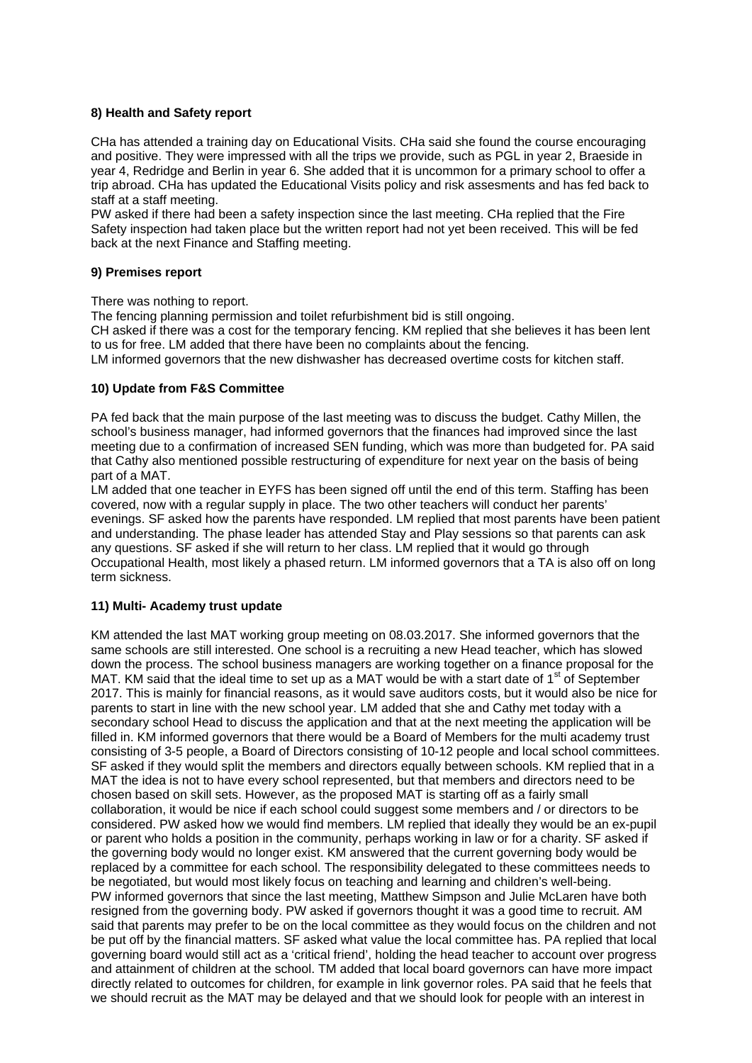**8) Health and Safety report**

CHa has attended a training day on Educational Visits. CHa said she found the course encouraging and positive. They were impressed with all the trips we provide, such as PGL in year 2, Braeside in year 4, Redridge and Berlin in year 6. She added that it is uncommon for a primary school to offer a trip abroad. CHa has updated the Educational Visits policy and risk assesments and has fed back to staff at a staff meeting.

PW asked if there had been a safety inspection since the last meeting. CHa replied that the Fire Safety inspection had taken place but the written report had not yet been received. This will be fed back at the next Finance and Staffing meeting.

**9) Premises report**

There was nothing to report.

The fencing planning permission and toilet refurbishment bid is still ongoing.

CH asked if there was a cost for the temporary fencing. KM replied that she believes it has been lent to us for free. LM added that there have been no complaints about the fencing.

LM informed governors that the new dishwasher has decreased overtime costs for kitchen staff.

**10) Update from F&S Committee**

PA fed back that the main purpose of the last meeting was to discuss the budget. Cathy Millen, the school's business manager, had informed governors that the finances had improved since the last meeting due to a confirmation of increased SEN funding, which was more than budgeted for. PA said that Cathy also mentioned possible restructuring of expenditure for next year on the basis of being part of a MAT.

LM added that one teacher in EYFS has been signed off until the end of this term. Staffing has been covered, now with a regular supply in place. The two other teachers will conduct her parents' evenings. SF asked how the parents have responded. LM replied that most parents have been patient and understanding. The phase leader has attended Stay and Play sessions so that parents can ask any questions. SF asked if she will return to her class. LM replied that it would go through Occupational Health, most likely a phased return. LM informed governors that a TA is also off on long term sickness.

**11) Multi- Academy trust update**

KM attended the last MAT working group meeting on 08.03.2017. She informed governors that the same schools are still interested. One school is a recruiting a new Head teacher, which has slowed down the process. The school business managers are working together on a finance proposal for the MAT. KM said that the ideal time to set up as a MAT would be with a start date of 1st of September 2017. This is mainly for financial reasons, as it would save auditors costs, but it would also be nice for parents to start in line with the new school year. LM added that she and Cathy met today with a secondary school Head to discuss the application and that at the next meeting the application will be filled in. KM informed governors that there would be a Board of Members for the multi academy trust consisting of 3-5 people, a Board of Directors consisting of 10-12 people and local school committees. SF asked if they would split the members and directors equally between schools. KM replied that in a MAT the idea is not to have every school represented, but that members and directors need to be chosen based on skill sets. However, as the proposed MAT is starting off as a fairly small collaboration, it would be nice if each school could suggest some members and / or directors to be considered. PW asked how we would find members. LM replied that ideally they would be an ex-pupil or parent who holds a position in the community, perhaps working in law or for a charity. SF asked if the governing body would no longer exist. KM answered that the current governing body would be replaced by a committee for each school. The responsibility delegated to these committees needs to be negotiated, but would most likely focus on teaching and learning and children's well-being.

PW informed governors that since the last meeting, Matthew Simpson and Julie McLaren have both resigned from the governing body. PW asked if governors thought it was a good time to recruit. AM said that parents may prefer to be on the local committee as they would focus on the children and not be put off by the financial matters. SF asked what value the local committee has. PA replied that local governing board would still act as a 'critical friend', holding the head teacher to account over progress and attainment of children at the school. TM added that local board governors can have more impact directly related to outcomes for children, for example in link governor roles. PA said that he feels that we should recruit as the MAT may be delayed and that we should look for people with an interest in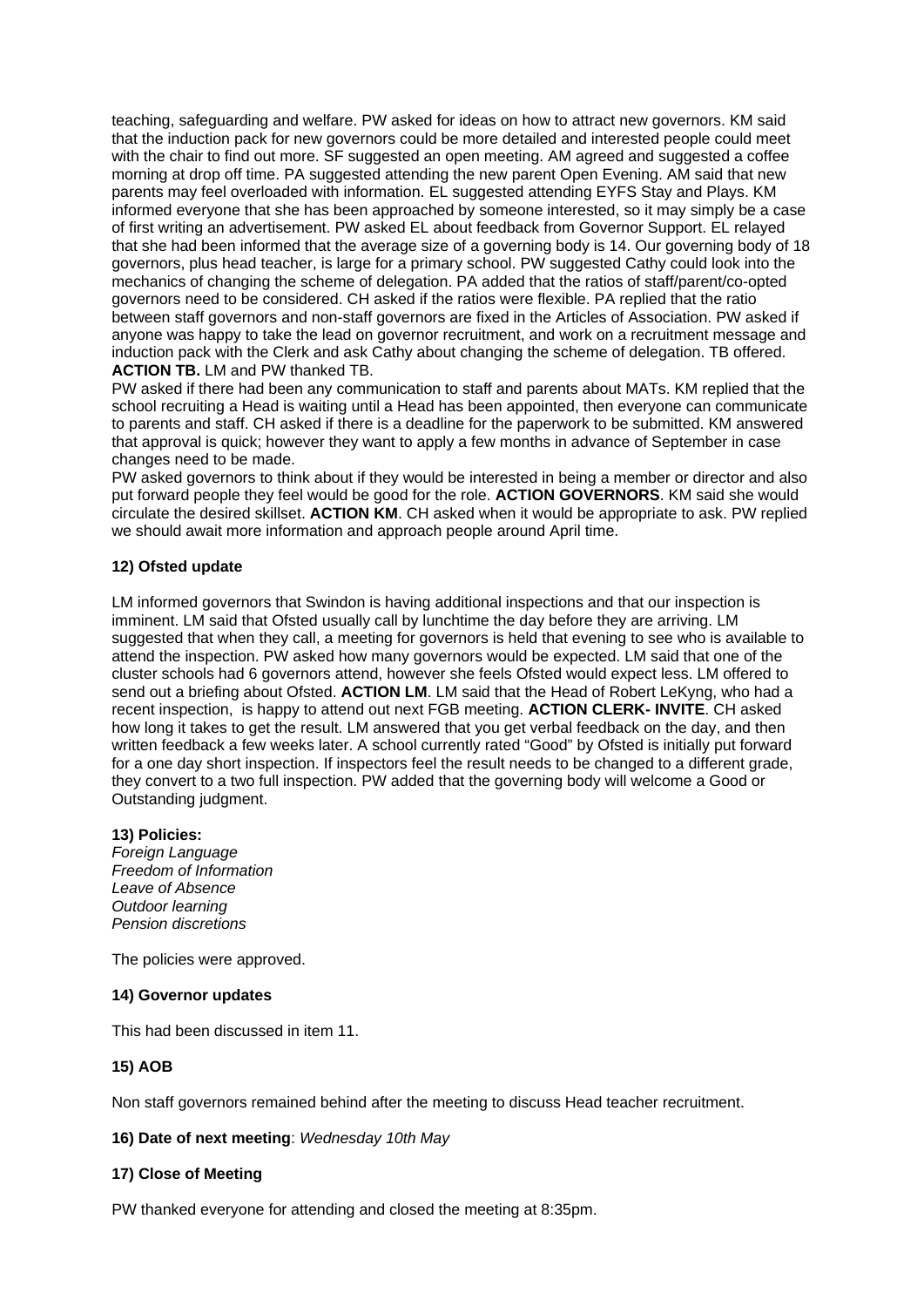teaching, safeguarding and welfare. PW asked for ideas on how to attract new governors. KM said that the induction pack for new governors could be more detailed and interested people could meet with the chair to find out more. SF suggested an open meeting. AM agreed and suggested a coffee morning at drop off time. PA suggested attending the new parent Open Evening. AM said that new parents may feel overloaded with information. EL suggested attending EYFS Stay and Plays. KM informed everyone that she has been approached by someone interested, so it may simply be a case of first writing an advertisement. PW asked EL about feedback from Governor Support. EL relayed that she had been informed that the average size of a governing body is 14. Our governing body of 18 governors, plus head teacher, is large for a primary school. PW suggested Cathy could look into the mechanics of changing the scheme of delegation. PA added that the ratios of staff/parent/co-opted governors need to be considered. CH asked if the ratios were flexible. PA replied that the ratio between staff governors and non-staff governors are fixed in the Articles of Association. PW asked if anyone was happy to take the lead on governor recruitment, and work on a recruitment message and induction pack with the Clerk and ask Cathy about changing the scheme of delegation. TB offered. **ACTION TB.** LM and PW thanked TB.

PW asked if there had been any communication to staff and parents about MATs. KM replied that the school recruiting a Head is waiting until a Head has been appointed, then everyone can communicate to parents and staff. CH asked if there is a deadline for the paperwork to be submitted. KM answered that approval is quick; however they want to apply a few months in advance of September in case changes need to be made.

PW asked governors to think about if they would be interested in being a member or director and also put forward people they feel would be good for the role. **ACTION GOVERNORS**. KM said she would circulate the desired skillset. **ACTION KM**. CH asked when it would be appropriate to ask. PW replied we should await more information and approach people around April time.

**12) Ofsted update**

LM informed governors that Swindon is having additional inspections and that our inspection is imminent. LM said that Ofsted usually call by lunchtime the day before they are arriving. LM suggested that when they call, a meeting for governors is held that evening to see who is available to attend the inspection. PW asked how many governors would be expected. LM said that one of the cluster schools had 6 governors attend, however she feels Ofsted would expect less. LM offered to send out a briefing about Ofsted. **ACTION LM**. LM said that the Head of Robert LeKyng, who had a recent inspection, is happy to attend out next FGB meeting. **ACTION CLERK- INVITE**. CH asked how long it takes to get the result. LM answered that you get verbal feedback on the day, and then written feedback a few weeks later. A school currently rated "Good" by Ofsted is initially put forward for a one day short inspection. If inspectors feel the result needs to be changed to a different grade, they convert to a two full inspection. PW added that the governing body will welcome a Good or Outstanding judgment.

**13) Policies:**
*Foreign Language*
*Freedom of Information*
*Leave of Absence*
*Outdoor learning*
*Pension discretions*

The policies were approved.

**14) Governor updates**

This had been discussed in item 11.

**15) AOB**

Non staff governors remained behind after the meeting to discuss Head teacher recruitment.

**16) Date of next meeting**: *Wednesday 10th May*

**17) Close of Meeting**

PW thanked everyone for attending and closed the meeting at 8:35pm.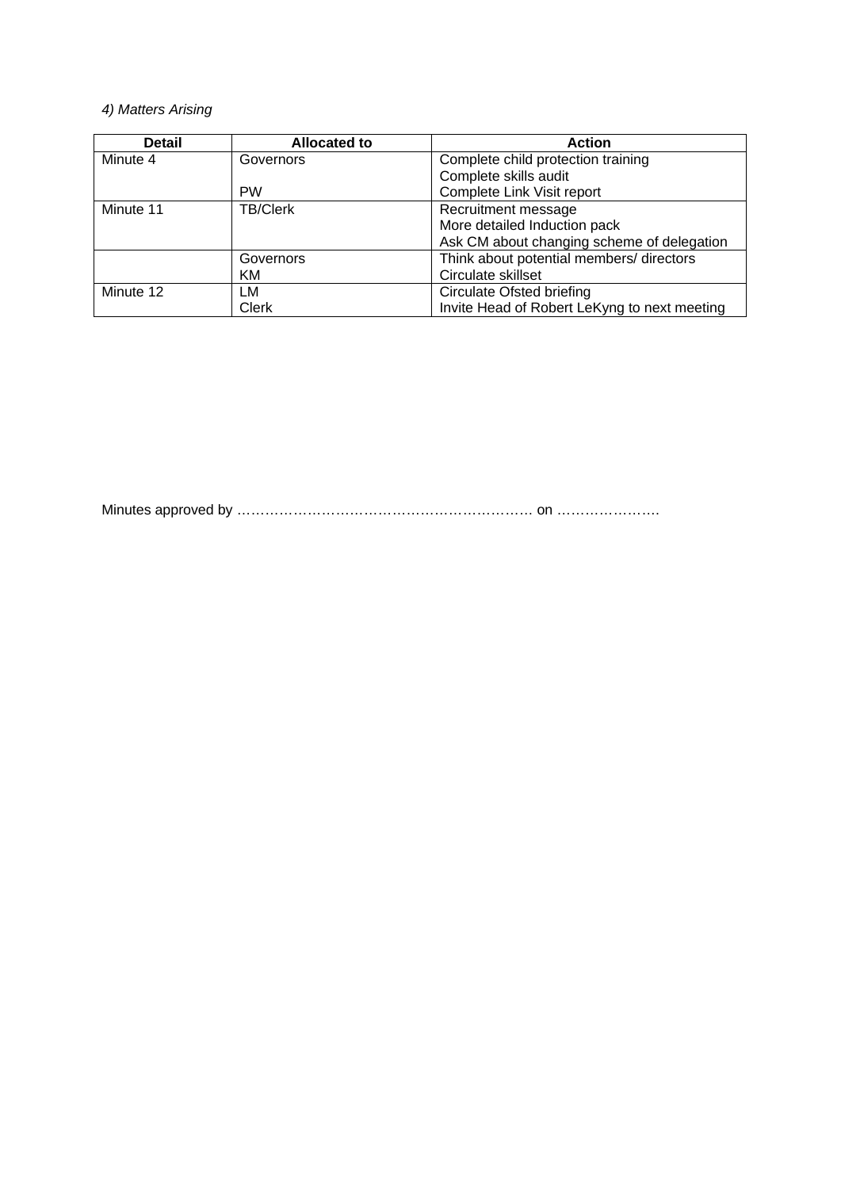*4) Matters Arising*

| Detail | Allocated to | Action |
|---|---|---|
| Minute 4 | Governors<br><br>PW | Complete child protection training<br>Complete skills audit<br>Complete Link Visit report |
| Minute 11 | TB/Clerk | Recruitment message<br>More detailed Induction pack<br>Ask CM about changing scheme of delegation |
| | Governors<br>KM | Think about potential members/ directors<br>Circulate skillset |
| Minute 12 | LM<br>Clerk | Circulate Ofsted briefing<br>Invite Head of Robert LeKyng to next meeting |

Minutes approved by ……………………………………………………… on ………………….